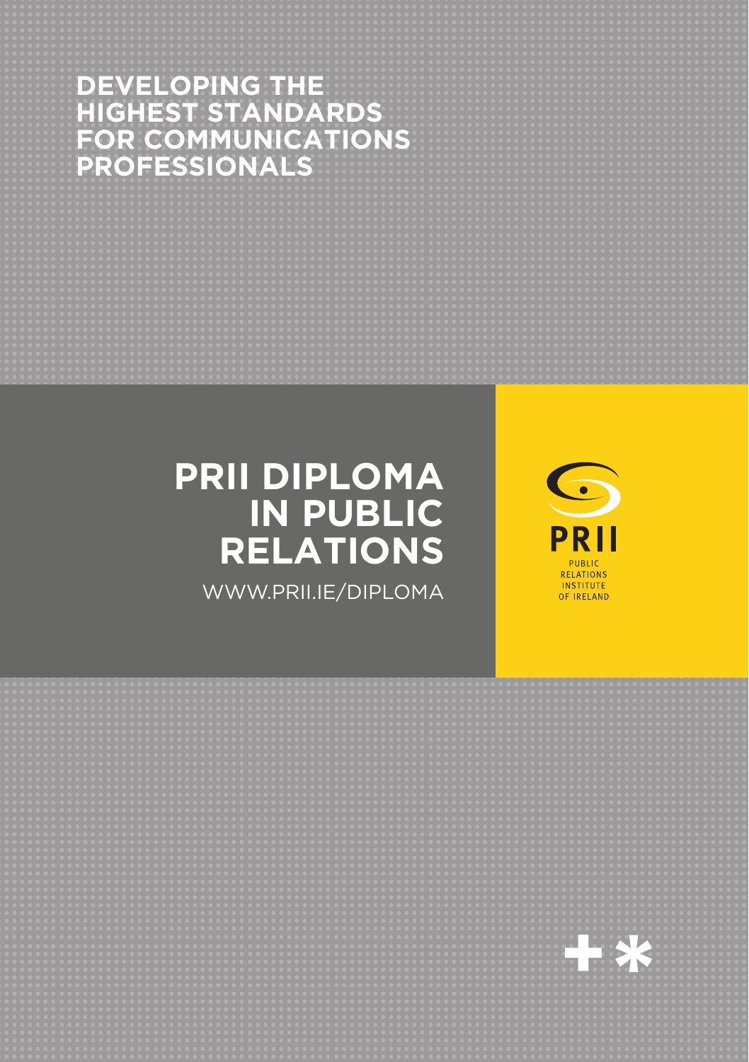**DEVELOPING THE HIGHEST STANDARDS FOR COMMUNICATIONS PROFESSIONALS**

# PRII DIPLOMA IN PUBLIC RELATIONS

WWW.PRII.IE/DIPLOMA

PRII

PUBLIC RELATIONS INSTITUTE OF IRELAND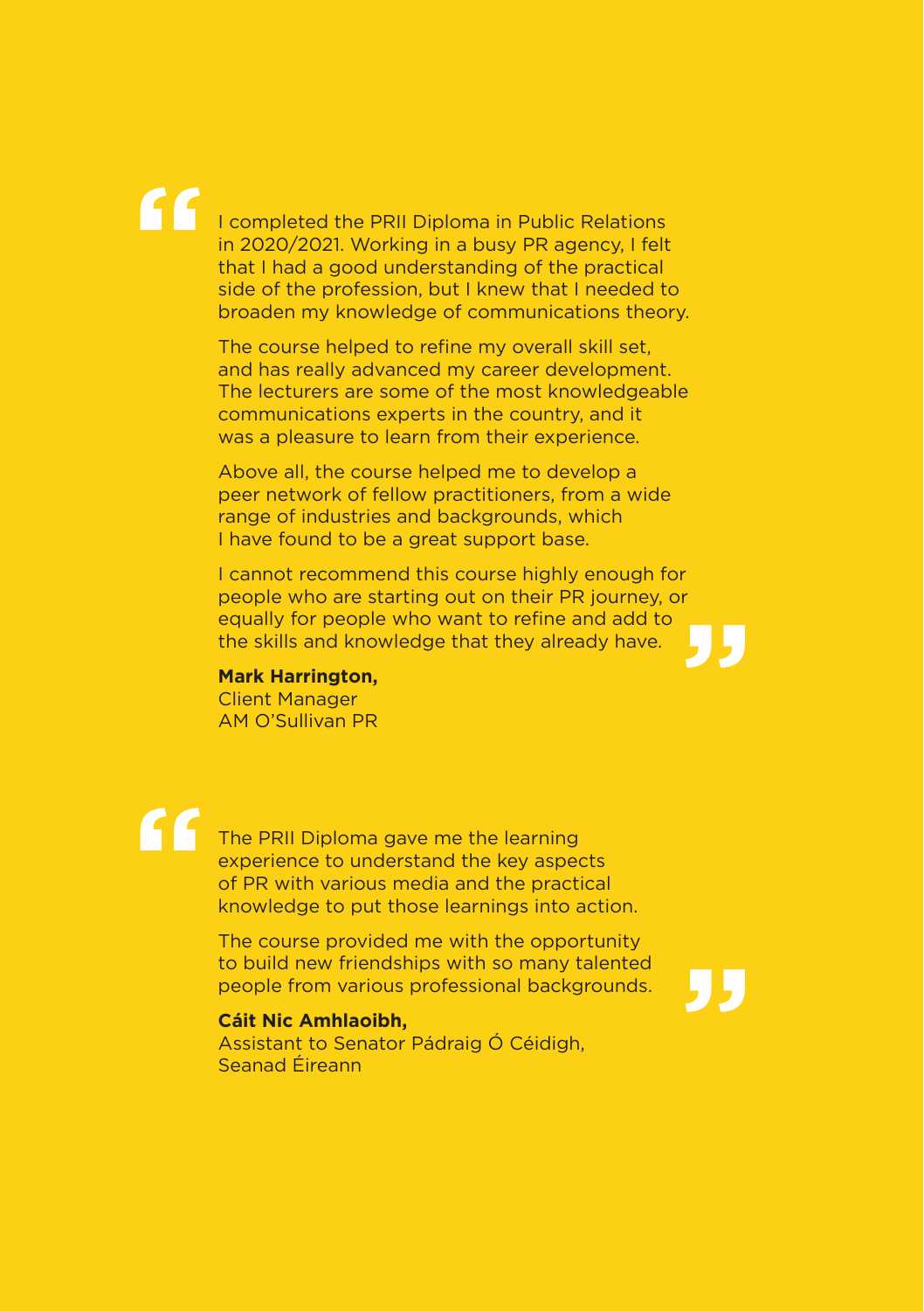> I completed the PRII Diploma in Public Relations in 2020/2021. Working in a busy PR agency, I felt that I had a good understanding of the practical side of the profession, but I knew that I needed to broaden my knowledge of communications theory.
>
> The course helped to refine my overall skill set, and has really advanced my career development. The lecturers are some of the most knowledgeable communications experts in the country, and it was a pleasure to learn from their experience.
>
> Above all, the course helped me to develop a peer network of fellow practitioners, from a wide range of industries and backgrounds, which I have found to be a great support base.
>
> I cannot recommend this course highly enough for people who are starting out on their PR journey, or equally for people who want to refine and add to the skills and knowledge that they already have.

**Mark Harrington,**
Client Manager
AM O'Sullivan PR

> The PRII Diploma gave me the learning experience to understand the key aspects of PR with various media and the practical knowledge to put those learnings into action.
>
> The course provided me with the opportunity to build new friendships with so many talented people from various professional backgrounds.

**Cáit Nic Amhlaoibh,**
Assistant to Senator Pádraig Ó Céidigh,
Seanad Éireann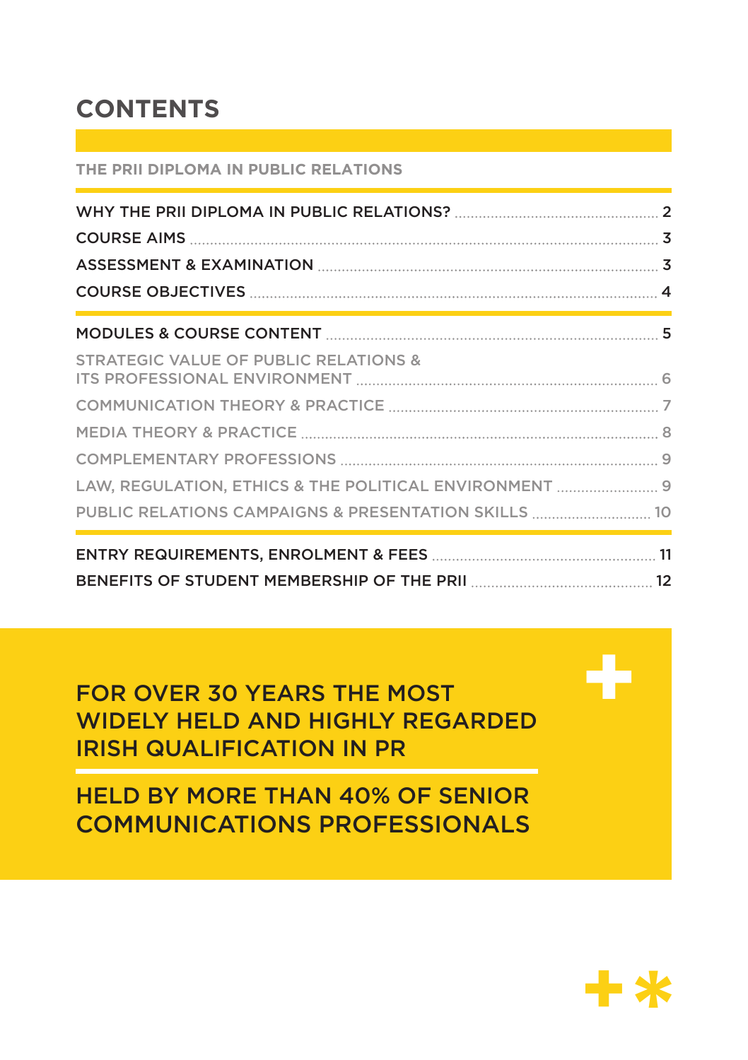# CONTENTS

## THE PRII DIPLOMA IN PUBLIC RELATIONS

- WHY THE PRII DIPLOMA IN PUBLIC RELATIONS? .......... 2
- COURSE AIMS .......... 3
- ASSESSMENT & EXAMINATION .......... 3
- COURSE OBJECTIVES .......... 4

- MODULES & COURSE CONTENT .......... 5
  - STRATEGIC VALUE OF PUBLIC RELATIONS & ITS PROFESSIONAL ENVIRONMENT .......... 6
  - COMMUNICATION THEORY & PRACTICE .......... 7
  - MEDIA THEORY & PRACTICE .......... 8
  - COMPLEMENTARY PROFESSIONS .......... 9
  - LAW, REGULATION, ETHICS & THE POLITICAL ENVIRONMENT .......... 9
  - PUBLIC RELATIONS CAMPAIGNS & PRESENTATION SKILLS .......... 10

- ENTRY REQUIREMENTS, ENROLMENT & FEES .......... 11
- BENEFITS OF STUDENT MEMBERSHIP OF THE PRII .......... 12

**FOR OVER 30 YEARS THE MOST WIDELY HELD AND HIGHLY REGARDED IRISH QUALIFICATION IN PR**

**HELD BY MORE THAN 40% OF SENIOR COMMUNICATIONS PROFESSIONALS**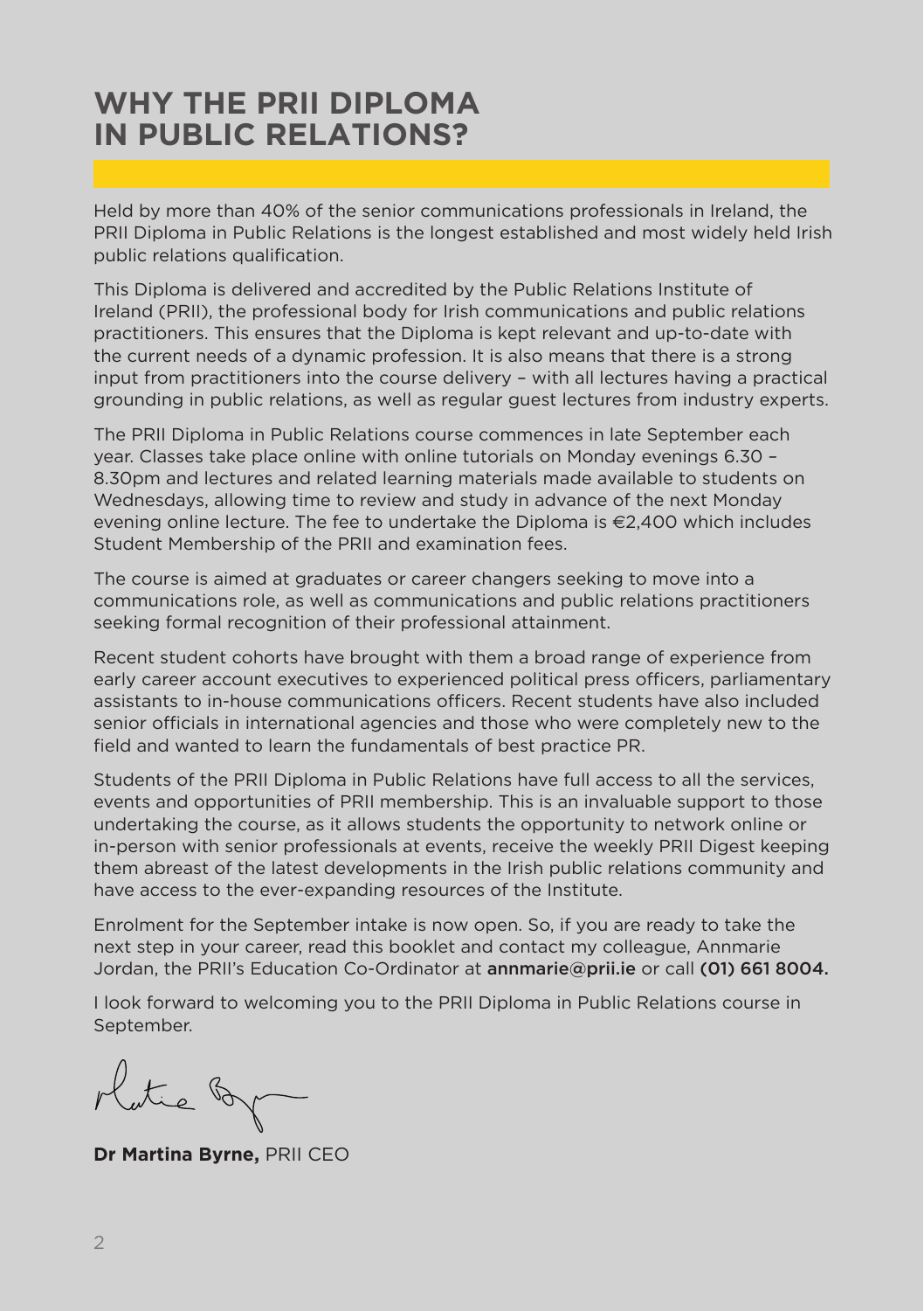# WHY THE PRII DIPLOMA IN PUBLIC RELATIONS?

Held by more than 40% of the senior communications professionals in Ireland, the PRII Diploma in Public Relations is the longest established and most widely held Irish public relations qualification.

This Diploma is delivered and accredited by the Public Relations Institute of Ireland (PRII), the professional body for Irish communications and public relations practitioners. This ensures that the Diploma is kept relevant and up-to-date with the current needs of a dynamic profession. It is also means that there is a strong input from practitioners into the course delivery – with all lectures having a practical grounding in public relations, as well as regular guest lectures from industry experts.

The PRII Diploma in Public Relations course commences in late September each year. Classes take place online with online tutorials on Monday evenings 6.30 – 8.30pm and lectures and related learning materials made available to students on Wednesdays, allowing time to review and study in advance of the next Monday evening online lecture. The fee to undertake the Diploma is €2,400 which includes Student Membership of the PRII and examination fees.

The course is aimed at graduates or career changers seeking to move into a communications role, as well as communications and public relations practitioners seeking formal recognition of their professional attainment.

Recent student cohorts have brought with them a broad range of experience from early career account executives to experienced political press officers, parliamentary assistants to in-house communications officers. Recent students have also included senior officials in international agencies and those who were completely new to the field and wanted to learn the fundamentals of best practice PR.

Students of the PRII Diploma in Public Relations have full access to all the services, events and opportunities of PRII membership. This is an invaluable support to those undertaking the course, as it allows students the opportunity to network online or in-person with senior professionals at events, receive the weekly PRII Digest keeping them abreast of the latest developments in the Irish public relations community and have access to the ever-expanding resources of the Institute.

Enrolment for the September intake is now open. So, if you are ready to take the next step in your career, read this booklet and contact my colleague, Annmarie Jordan, the PRII's Education Co-Ordinator at **annmarie@prii.ie** or call **(01) 661 8004.**

I look forward to welcoming you to the PRII Diploma in Public Relations course in September.

**Dr Martina Byrne,** PRII CEO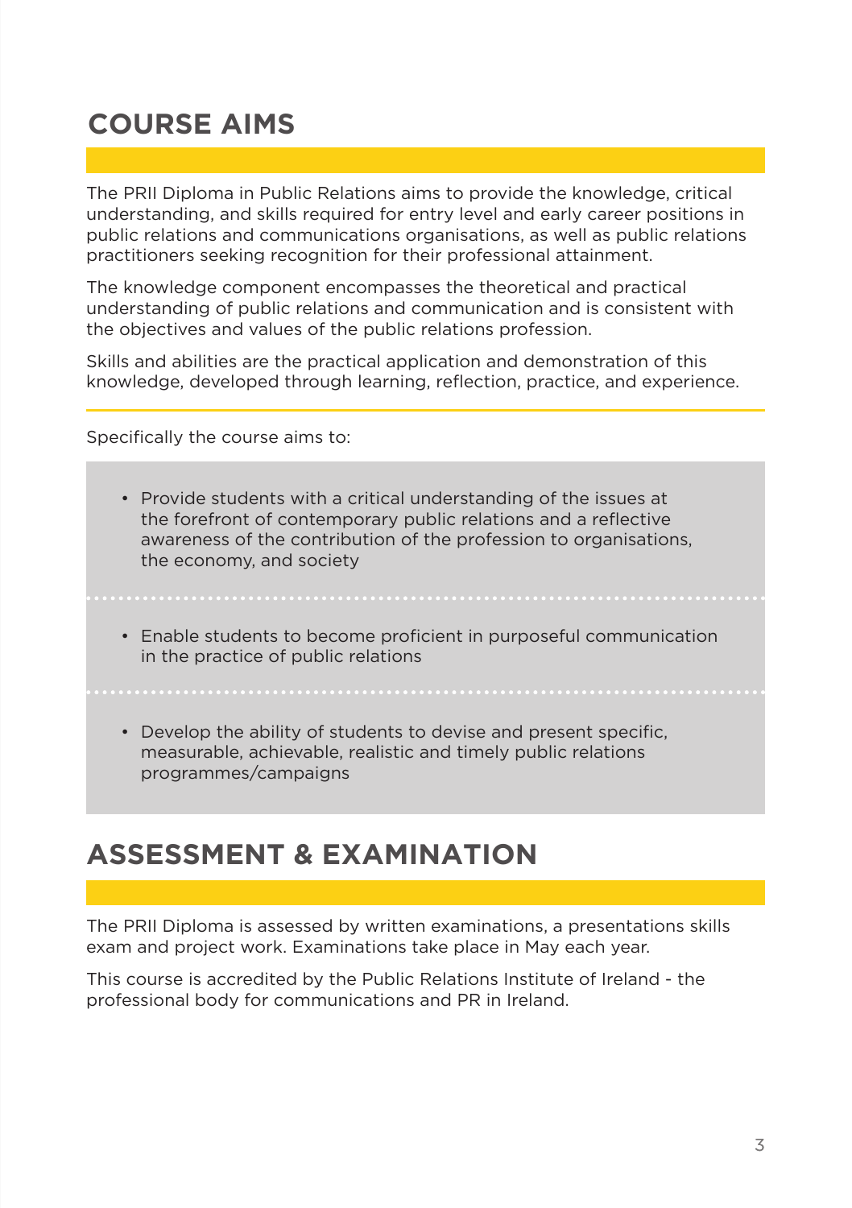## COURSE AIMS

The PRII Diploma in Public Relations aims to provide the knowledge, critical understanding, and skills required for entry level and early career positions in public relations and communications organisations, as well as public relations practitioners seeking recognition for their professional attainment.

The knowledge component encompasses the theoretical and practical understanding of public relations and communication and is consistent with the objectives and values of the public relations profession.

Skills and abilities are the practical application and demonstration of this knowledge, developed through learning, reflection, practice, and experience.

Specifically the course aims to:

- Provide students with a critical understanding of the issues at the forefront of contemporary public relations and a reflective awareness of the contribution of the profession to organisations, the economy, and society
- Enable students to become proficient in purposeful communication in the practice of public relations
- Develop the ability of students to devise and present specific, measurable, achievable, realistic and timely public relations programmes/campaigns

## ASSESSMENT & EXAMINATION

The PRII Diploma is assessed by written examinations, a presentations skills exam and project work. Examinations take place in May each year.

This course is accredited by the Public Relations Institute of Ireland - the professional body for communications and PR in Ireland.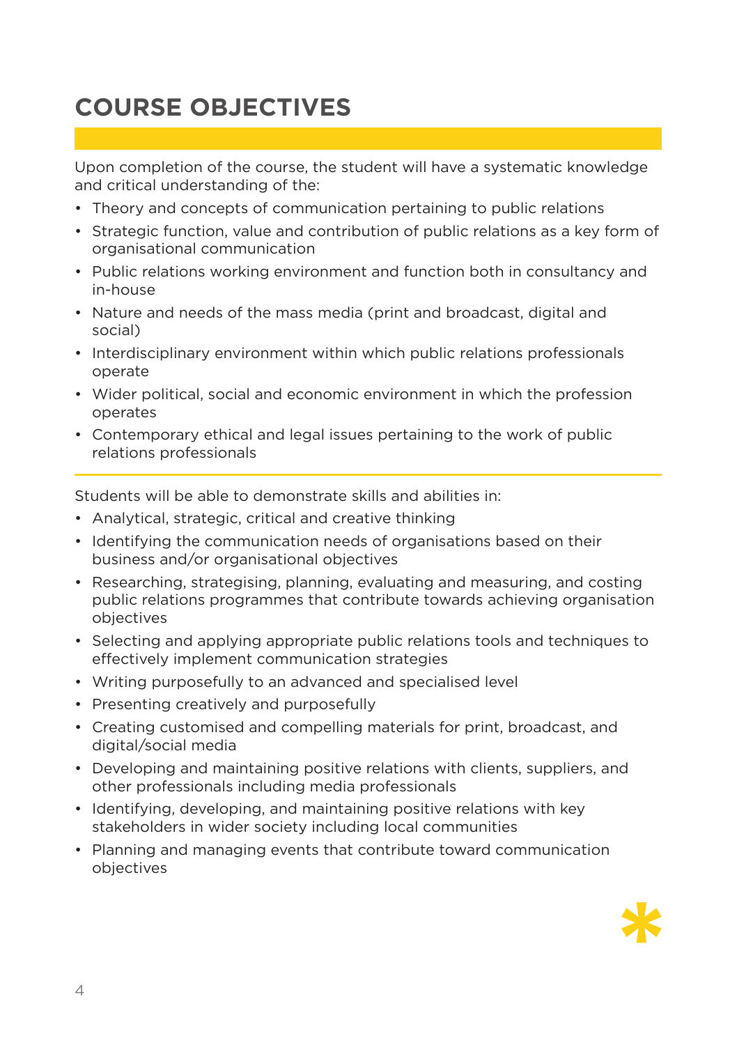# COURSE OBJECTIVES

Upon completion of the course, the student will have a systematic knowledge and critical understanding of the:

- Theory and concepts of communication pertaining to public relations
- Strategic function, value and contribution of public relations as a key form of organisational communication
- Public relations working environment and function both in consultancy and in-house
- Nature and needs of the mass media (print and broadcast, digital and social)
- Interdisciplinary environment within which public relations professionals operate
- Wider political, social and economic environment in which the profession operates
- Contemporary ethical and legal issues pertaining to the work of public relations professionals

---

Students will be able to demonstrate skills and abilities in:

- Analytical, strategic, critical and creative thinking
- Identifying the communication needs of organisations based on their business and/or organisational objectives
- Researching, strategising, planning, evaluating and measuring, and costing public relations programmes that contribute towards achieving organisation objectives
- Selecting and applying appropriate public relations tools and techniques to effectively implement communication strategies
- Writing purposefully to an advanced and specialised level
- Presenting creatively and purposefully
- Creating customised and compelling materials for print, broadcast, and digital/social media
- Developing and maintaining positive relations with clients, suppliers, and other professionals including media professionals
- Identifying, developing, and maintaining positive relations with key stakeholders in wider society including local communities
- Planning and managing events that contribute toward communication objectives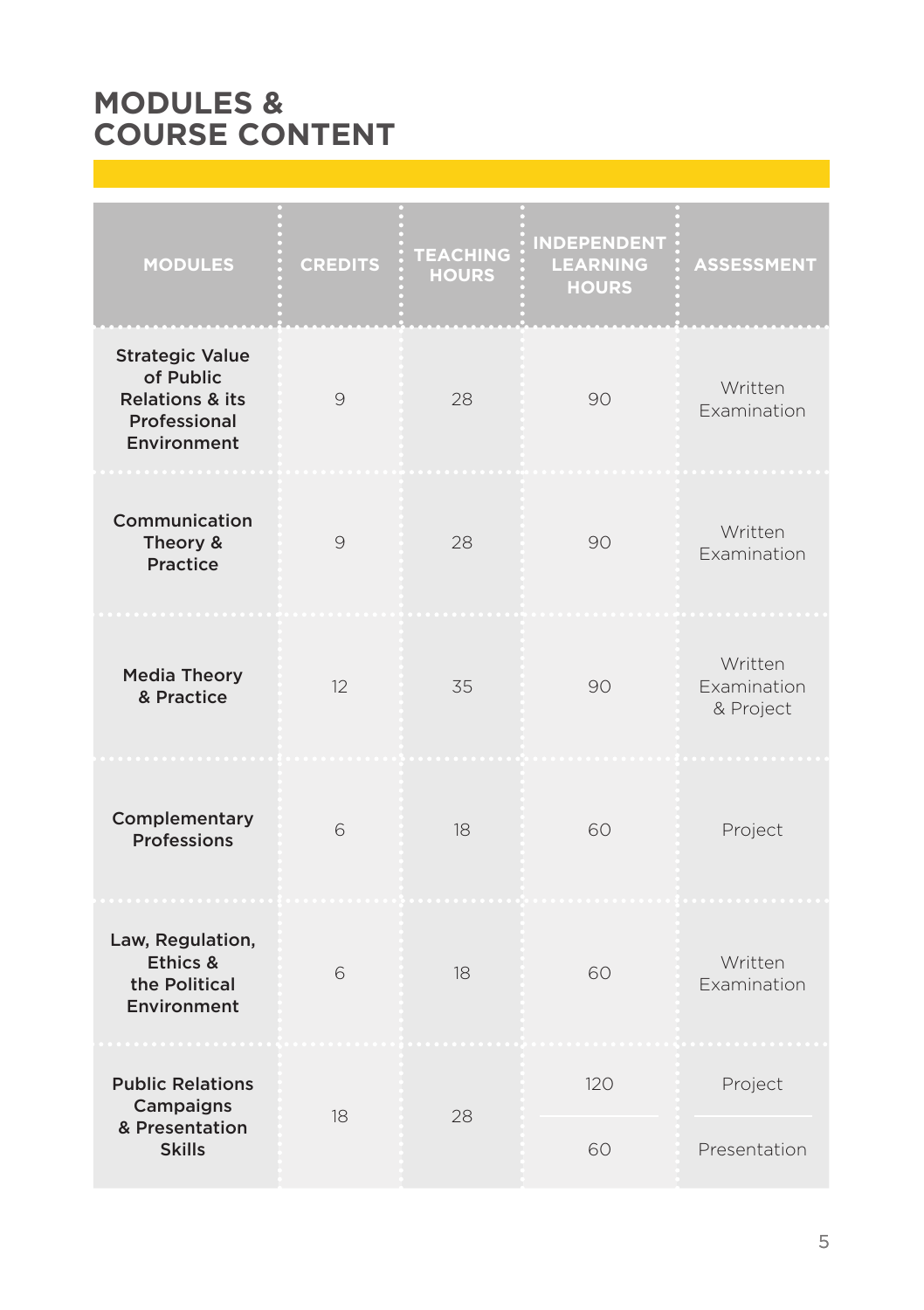# MODULES & COURSE CONTENT

| MODULES | CREDITS | TEACHING HOURS | INDEPENDENT LEARNING HOURS | ASSESSMENT |
|---|---|---|---|---|
| **Strategic Value of Public Relations & its Professional Environment** | 9 | 28 | 90 | Written Examination |
| **Communication Theory & Practice** | 9 | 28 | 90 | Written Examination |
| **Media Theory & Practice** | 12 | 35 | 90 | Written Examination & Project |
| **Complementary Professions** | 6 | 18 | 60 | Project |
| **Law, Regulation, Ethics & the Political Environment** | 6 | 18 | 60 | Written Examination |
| **Public Relations Campaigns & Presentation Skills** | 18 | 28 | 120 | Project |
| | | | 60 | Presentation |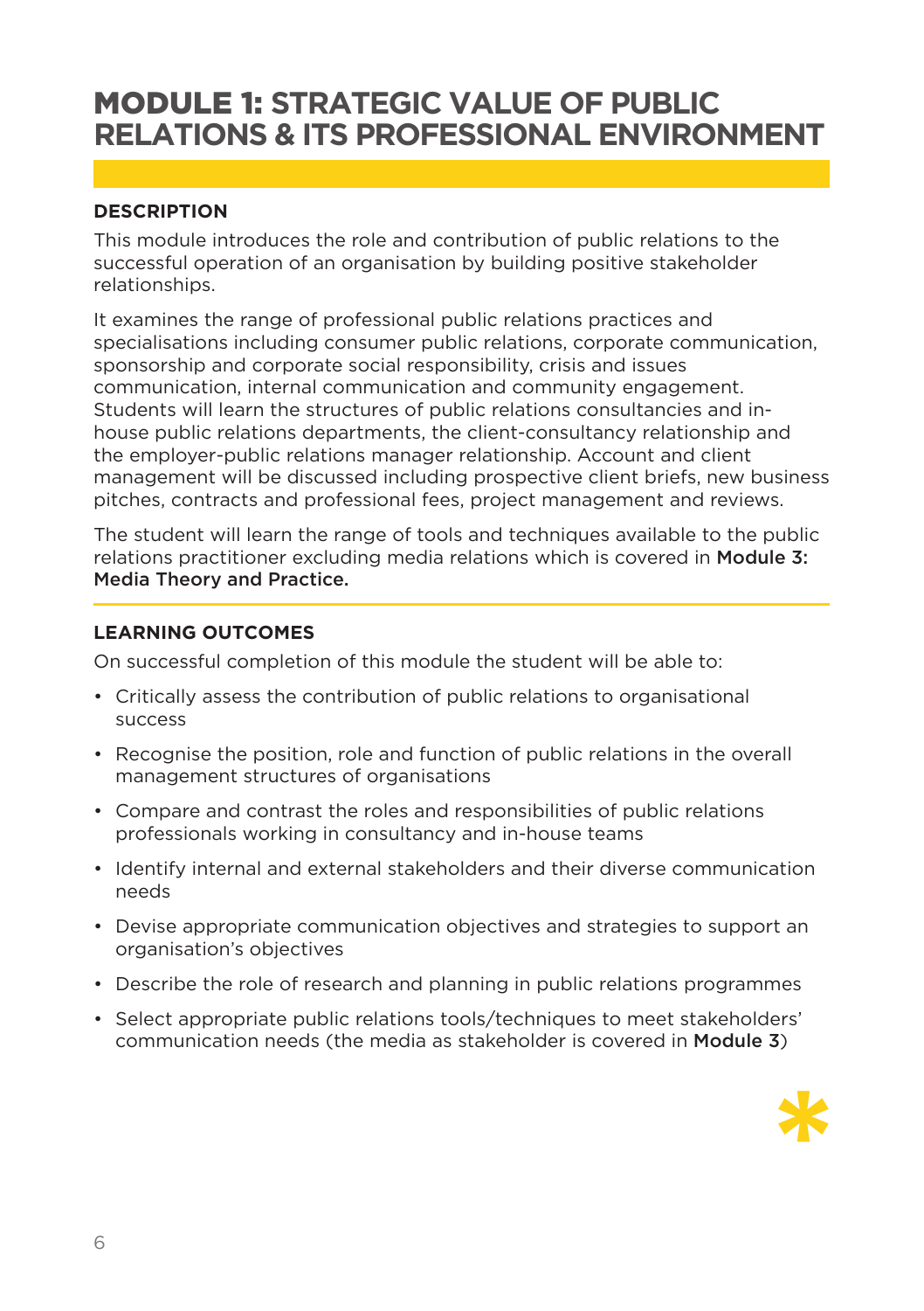# MODULE 1: STRATEGIC VALUE OF PUBLIC RELATIONS & ITS PROFESSIONAL ENVIRONMENT

### DESCRIPTION

This module introduces the role and contribution of public relations to the successful operation of an organisation by building positive stakeholder relationships.

It examines the range of professional public relations practices and specialisations including consumer public relations, corporate communication, sponsorship and corporate social responsibility, crisis and issues communication, internal communication and community engagement. Students will learn the structures of public relations consultancies and in-house public relations departments, the client-consultancy relationship and the employer-public relations manager relationship. Account and client management will be discussed including prospective client briefs, new business pitches, contracts and professional fees, project management and reviews.

The student will learn the range of tools and techniques available to the public relations practitioner excluding media relations which is covered in **Module 3: Media Theory and Practice.**

### LEARNING OUTCOMES

On successful completion of this module the student will be able to:

- Critically assess the contribution of public relations to organisational success
- Recognise the position, role and function of public relations in the overall management structures of organisations
- Compare and contrast the roles and responsibilities of public relations professionals working in consultancy and in-house teams
- Identify internal and external stakeholders and their diverse communication needs
- Devise appropriate communication objectives and strategies to support an organisation's objectives
- Describe the role of research and planning in public relations programmes
- Select appropriate public relations tools/techniques to meet stakeholders' communication needs (the media as stakeholder is covered in **Module 3**)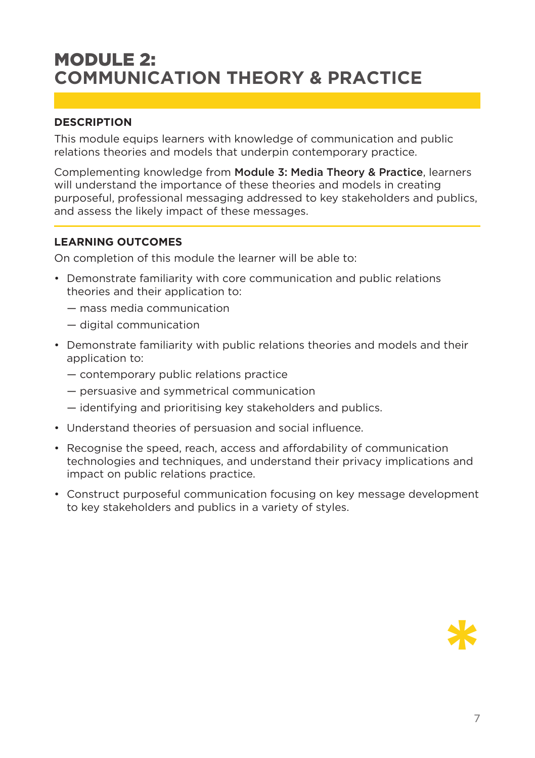# MODULE 2: COMMUNICATION THEORY & PRACTICE

## DESCRIPTION

This module equips learners with knowledge of communication and public relations theories and models that underpin contemporary practice.

Complementing knowledge from **Module 3: Media Theory & Practice**, learners will understand the importance of these theories and models in creating purposeful, professional messaging addressed to key stakeholders and publics, and assess the likely impact of these messages.

## LEARNING OUTCOMES

On completion of this module the learner will be able to:

- Demonstrate familiarity with core communication and public relations theories and their application to:
  - mass media communication
  - digital communication
- Demonstrate familiarity with public relations theories and models and their application to:
  - contemporary public relations practice
  - persuasive and symmetrical communication
  - identifying and prioritising key stakeholders and publics.
- Understand theories of persuasion and social influence.
- Recognise the speed, reach, access and affordability of communication technologies and techniques, and understand their privacy implications and impact on public relations practice.
- Construct purposeful communication focusing on key message development to key stakeholders and publics in a variety of styles.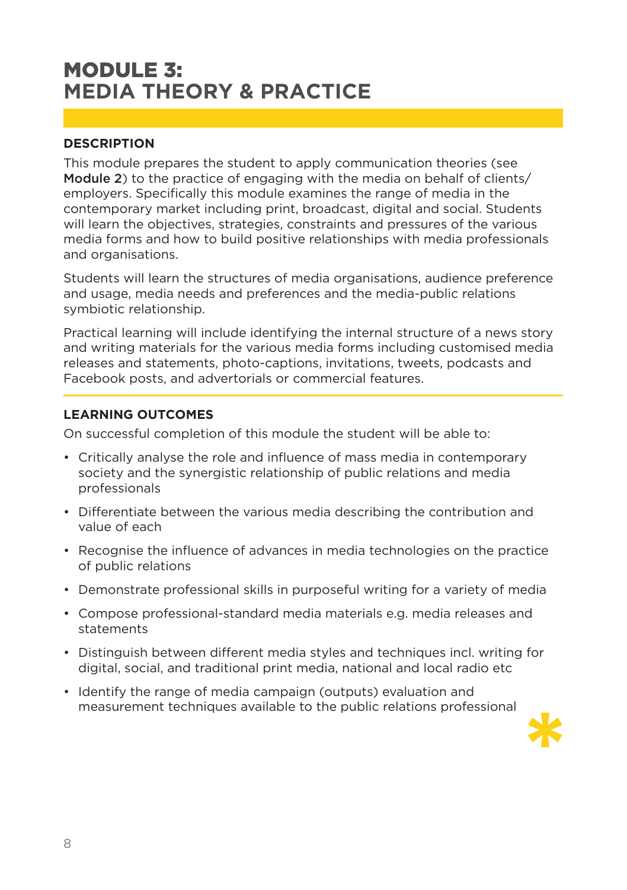# MODULE 3: MEDIA THEORY & PRACTICE

## DESCRIPTION

This module prepares the student to apply communication theories (see **Module 2**) to the practice of engaging with the media on behalf of clients/ employers. Specifically this module examines the range of media in the contemporary market including print, broadcast, digital and social. Students will learn the objectives, strategies, constraints and pressures of the various media forms and how to build positive relationships with media professionals and organisations.

Students will learn the structures of media organisations, audience preference and usage, media needs and preferences and the media-public relations symbiotic relationship.

Practical learning will include identifying the internal structure of a news story and writing materials for the various media forms including customised media releases and statements, photo-captions, invitations, tweets, podcasts and Facebook posts, and advertorials or commercial features.

## LEARNING OUTCOMES

On successful completion of this module the student will be able to:

- Critically analyse the role and influence of mass media in contemporary society and the synergistic relationship of public relations and media professionals
- Differentiate between the various media describing the contribution and value of each
- Recognise the influence of advances in media technologies on the practice of public relations
- Demonstrate professional skills in purposeful writing for a variety of media
- Compose professional-standard media materials e.g. media releases and statements
- Distinguish between different media styles and techniques incl. writing for digital, social, and traditional print media, national and local radio etc
- Identify the range of media campaign (outputs) evaluation and measurement techniques available to the public relations professional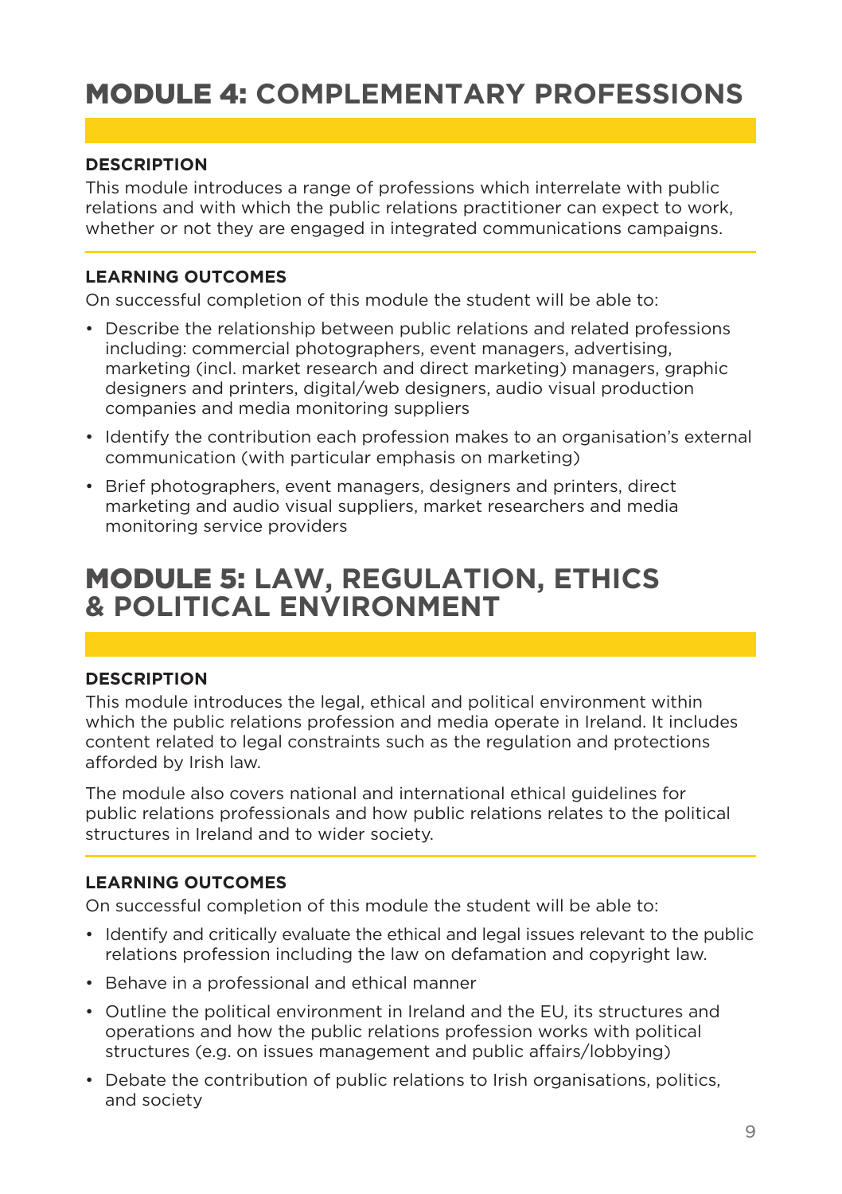# MODULE 4: COMPLEMENTARY PROFESSIONS

### DESCRIPTION

This module introduces a range of professions which interrelate with public relations and with which the public relations practitioner can expect to work, whether or not they are engaged in integrated communications campaigns.

### LEARNING OUTCOMES

On successful completion of this module the student will be able to:

- Describe the relationship between public relations and related professions including: commercial photographers, event managers, advertising, marketing (incl. market research and direct marketing) managers, graphic designers and printers, digital/web designers, audio visual production companies and media monitoring suppliers
- Identify the contribution each profession makes to an organisation's external communication (with particular emphasis on marketing)
- Brief photographers, event managers, designers and printers, direct marketing and audio visual suppliers, market researchers and media monitoring service providers

# MODULE 5: LAW, REGULATION, ETHICS & POLITICAL ENVIRONMENT

### DESCRIPTION

This module introduces the legal, ethical and political environment within which the public relations profession and media operate in Ireland. It includes content related to legal constraints such as the regulation and protections afforded by Irish law.

The module also covers national and international ethical guidelines for public relations professionals and how public relations relates to the political structures in Ireland and to wider society.

### LEARNING OUTCOMES

On successful completion of this module the student will be able to:

- Identify and critically evaluate the ethical and legal issues relevant to the public relations profession including the law on defamation and copyright law.
- Behave in a professional and ethical manner
- Outline the political environment in Ireland and the EU, its structures and operations and how the public relations profession works with political structures (e.g. on issues management and public affairs/lobbying)
- Debate the contribution of public relations to Irish organisations, politics, and society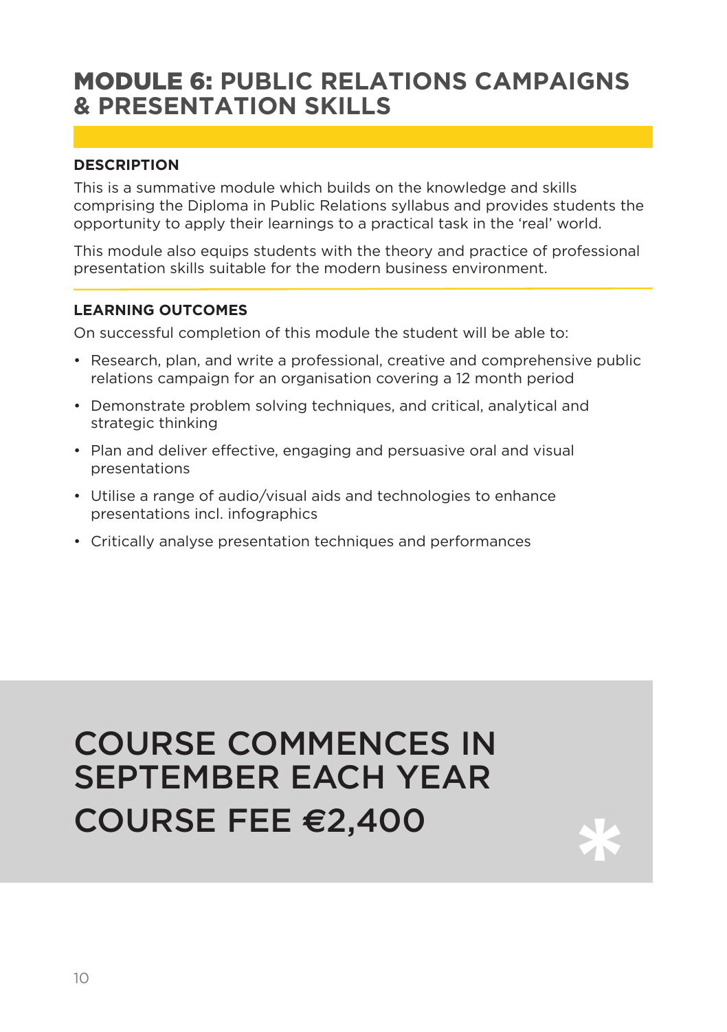# MODULE 6: PUBLIC RELATIONS CAMPAIGNS & PRESENTATION SKILLS

### DESCRIPTION

This is a summative module which builds on the knowledge and skills comprising the Diploma in Public Relations syllabus and provides students the opportunity to apply their learnings to a practical task in the 'real' world.

This module also equips students with the theory and practice of professional presentation skills suitable for the modern business environment.

### LEARNING OUTCOMES

On successful completion of this module the student will be able to:

- Research, plan, and write a professional, creative and comprehensive public relations campaign for an organisation covering a 12 month period
- Demonstrate problem solving techniques, and critical, analytical and strategic thinking
- Plan and deliver effective, engaging and persuasive oral and visual presentations
- Utilise a range of audio/visual aids and technologies to enhance presentations incl. infographics
- Critically analyse presentation techniques and performances

## COURSE COMMENCES IN SEPTEMBER EACH YEAR

## COURSE FEE €2,400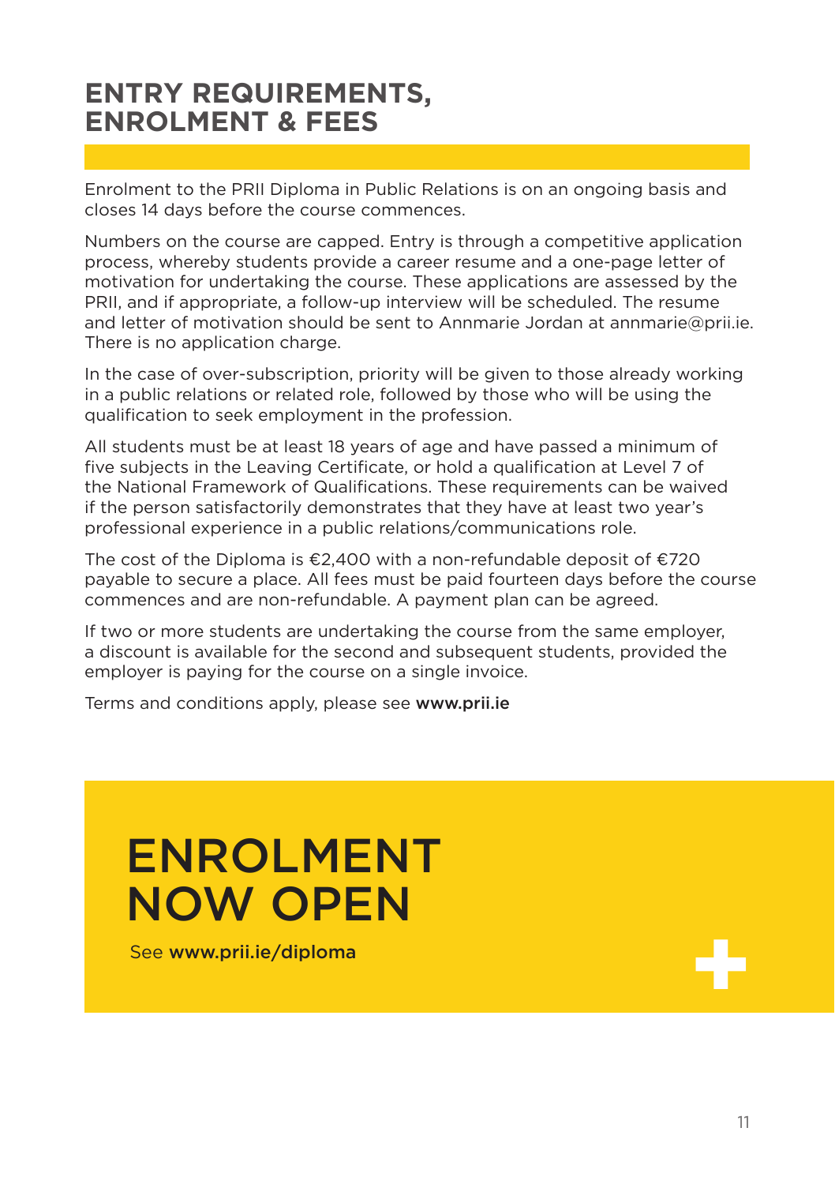## ENTRY REQUIREMENTS, ENROLMENT & FEES

Enrolment to the PRII Diploma in Public Relations is on an ongoing basis and closes 14 days before the course commences.

Numbers on the course are capped. Entry is through a competitive application process, whereby students provide a career resume and a one-page letter of motivation for undertaking the course. These applications are assessed by the PRII, and if appropriate, a follow-up interview will be scheduled. The resume and letter of motivation should be sent to Annmarie Jordan at annmarie@prii.ie. There is no application charge.

In the case of over-subscription, priority will be given to those already working in a public relations or related role, followed by those who will be using the qualification to seek employment in the profession.

All students must be at least 18 years of age and have passed a minimum of five subjects in the Leaving Certificate, or hold a qualification at Level 7 of the National Framework of Qualifications. These requirements can be waived if the person satisfactorily demonstrates that they have at least two year's professional experience in a public relations/communications role.

The cost of the Diploma is €2,400 with a non-refundable deposit of €720 payable to secure a place. All fees must be paid fourteen days before the course commences and are non-refundable. A payment plan can be agreed.

If two or more students are undertaking the course from the same employer, a discount is available for the second and subsequent students, provided the employer is paying for the course on a single invoice.

Terms and conditions apply, please see **www.prii.ie**

# ENROLMENT NOW OPEN

See **www.prii.ie/diploma**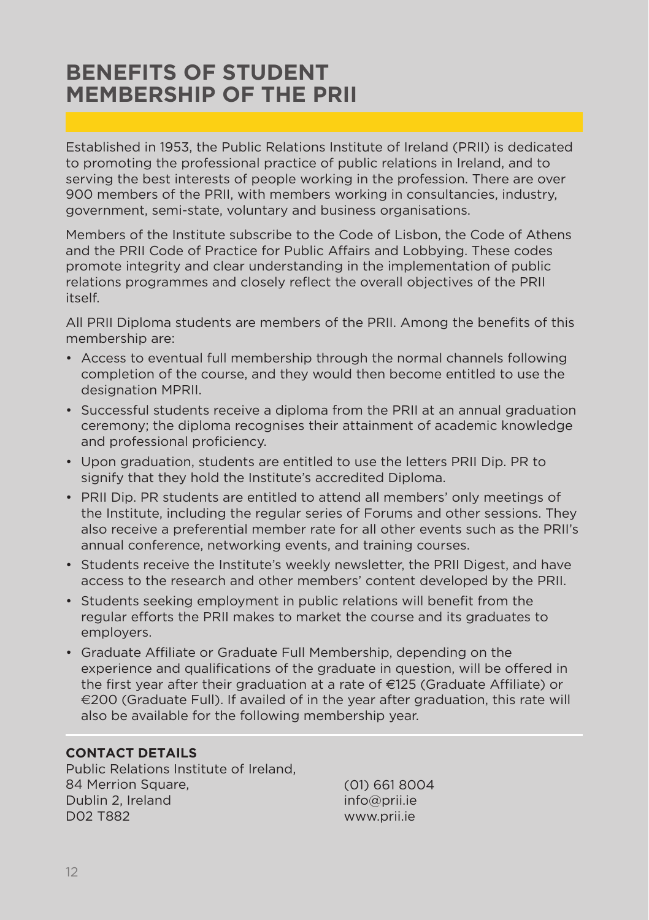# BENEFITS OF STUDENT MEMBERSHIP OF THE PRII

Established in 1953, the Public Relations Institute of Ireland (PRII) is dedicated to promoting the professional practice of public relations in Ireland, and to serving the best interests of people working in the profession. There are over 900 members of the PRII, with members working in consultancies, industry, government, semi-state, voluntary and business organisations.

Members of the Institute subscribe to the Code of Lisbon, the Code of Athens and the PRII Code of Practice for Public Affairs and Lobbying. These codes promote integrity and clear understanding in the implementation of public relations programmes and closely reflect the overall objectives of the PRII itself.

All PRII Diploma students are members of the PRII. Among the benefits of this membership are:

- Access to eventual full membership through the normal channels following completion of the course, and they would then become entitled to use the designation MPRII.
- Successful students receive a diploma from the PRII at an annual graduation ceremony; the diploma recognises their attainment of academic knowledge and professional proficiency.
- Upon graduation, students are entitled to use the letters PRII Dip. PR to signify that they hold the Institute's accredited Diploma.
- PRII Dip. PR students are entitled to attend all members' only meetings of the Institute, including the regular series of Forums and other sessions. They also receive a preferential member rate for all other events such as the PRII's annual conference, networking events, and training courses.
- Students receive the Institute's weekly newsletter, the PRII Digest, and have access to the research and other members' content developed by the PRII.
- Students seeking employment in public relations will benefit from the regular efforts the PRII makes to market the course and its graduates to employers.
- Graduate Affiliate or Graduate Full Membership, depending on the experience and qualifications of the graduate in question, will be offered in the first year after their graduation at a rate of €125 (Graduate Affiliate) or €200 (Graduate Full). If availed of in the year after graduation, this rate will also be available for the following membership year.

**CONTACT DETAILS**

Public Relations Institute of Ireland,
84 Merrion Square,
Dublin 2, Ireland
D02 T882

(01) 661 8004
info@prii.ie
www.prii.ie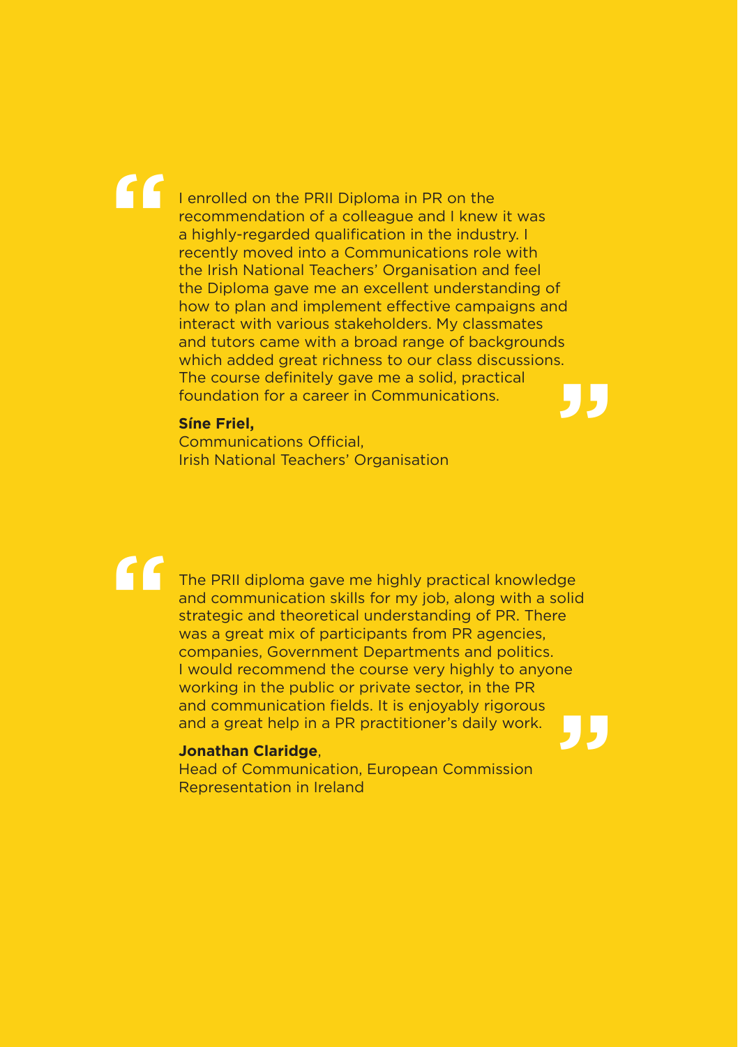> "I enrolled on the PRII Diploma in PR on the recommendation of a colleague and I knew it was a highly-regarded qualification in the industry. I recently moved into a Communications role with the Irish National Teachers' Organisation and feel the Diploma gave me an excellent understanding of how to plan and implement effective campaigns and interact with various stakeholders. My classmates and tutors came with a broad range of backgrounds which added great richness to our class discussions. The course definitely gave me a solid, practical foundation for a career in Communications."

**Síne Friel,**
Communications Official,
Irish National Teachers' Organisation

> "The PRII diploma gave me highly practical knowledge and communication skills for my job, along with a solid strategic and theoretical understanding of PR. There was a great mix of participants from PR agencies, companies, Government Departments and politics. I would recommend the course very highly to anyone working in the public or private sector, in the PR and communication fields. It is enjoyably rigorous and a great help in a PR practitioner's daily work."

**Jonathan Claridge**,
Head of Communication, European Commission Representation in Ireland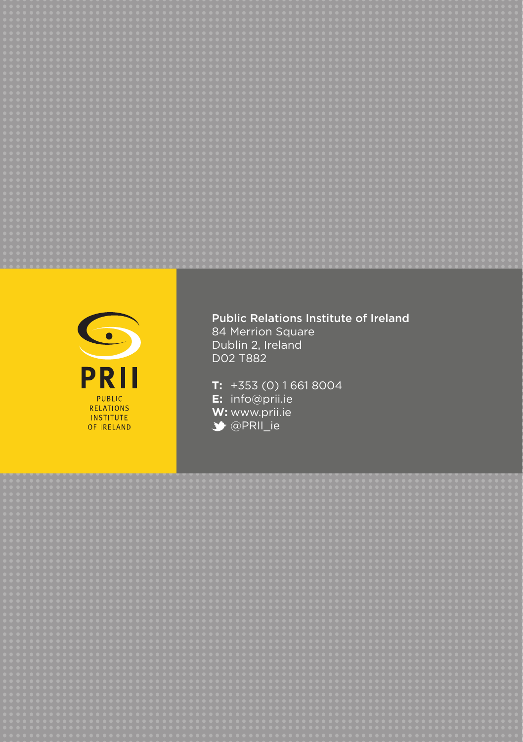PRII

PUBLIC RELATIONS INSTITUTE OF IRELAND

**Public Relations Institute of Ireland**
84 Merrion Square
Dublin 2, Ireland
D02 T882

**T:** +353 (0) 1 661 8004
**E:** info@prii.ie
**W:** www.prii.ie
@PRII_ie